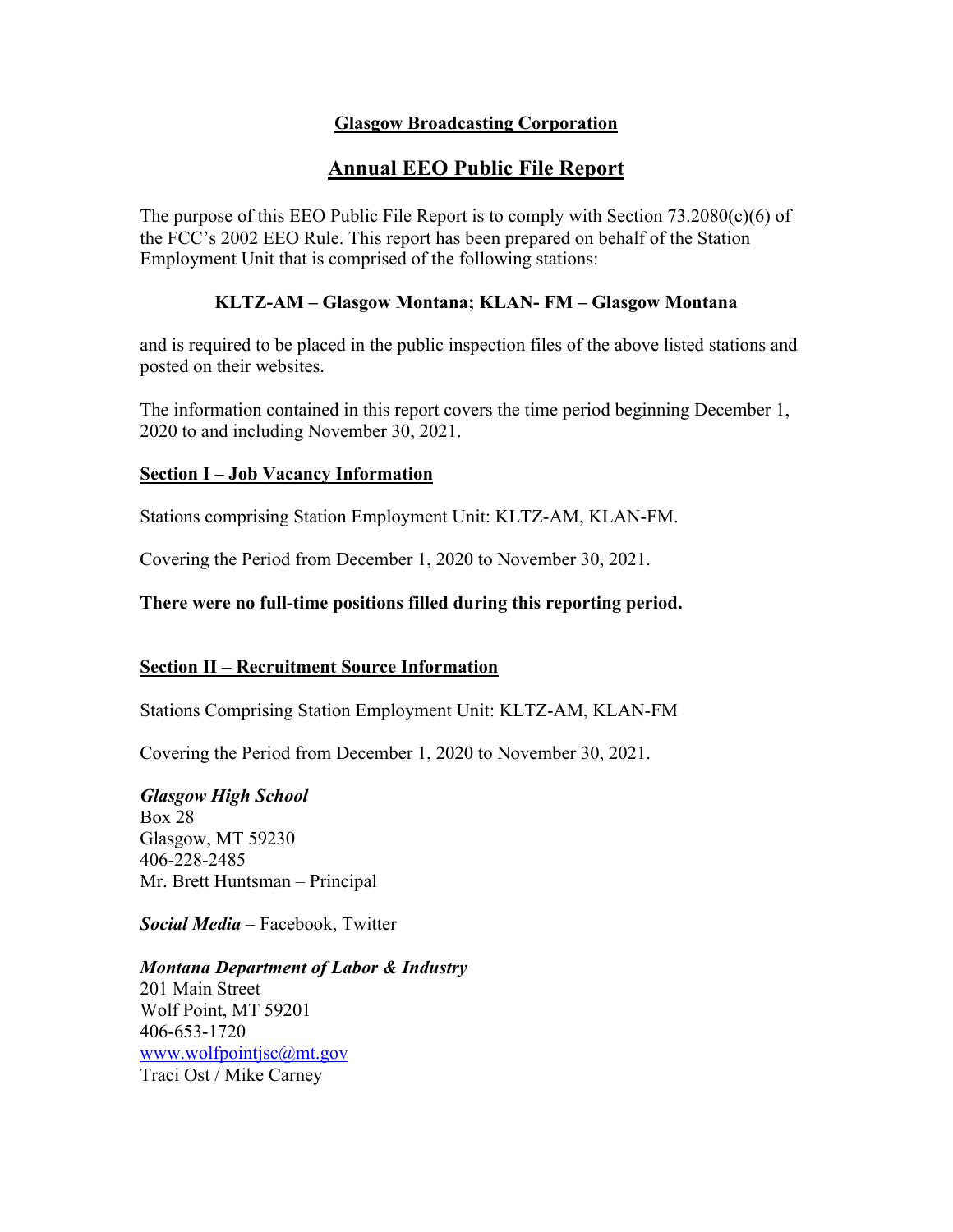## Glasgow Broadcasting Corporation

# Annual EEO Public File Report

The purpose of this EEO Public File Report is to comply with Section 73.2080(c)(6) of the FCC's 2002 EEO Rule. This report has been prepared on behalf of the Station Employment Unit that is comprised of the following stations:

**KLTZ-AM – Glasgow Montana; KLAN- FM – Glasgow Montana**

and is required to be placed in the public inspection files of the above listed stations and posted on their websites.

The information contained in this report covers the time period beginning December 1, 2020 to and including November 30, 2021.

### Section I – Job Vacancy Information

Stations comprising Station Employment Unit: KLTZ-AM, KLAN-FM.

Covering the Period from December 1, 2020 to November 30, 2021.

**There were no full-time positions filled during this reporting period.**

### Section II – Recruitment Source Information

Stations Comprising Station Employment Unit: KLTZ-AM, KLAN-FM

Covering the Period from December 1, 2020 to November 30, 2021.

***Glasgow High School***
Box 28
Glasgow, MT 59230
406-228-2485
Mr. Brett Huntsman – Principal

***Social Media*** – Facebook, Twitter

***Montana Department of Labor & Industry***
201 Main Street
Wolf Point, MT 59201
406-653-1720
www.wolfpointjsc@mt.gov
Traci Ost / Mike Carney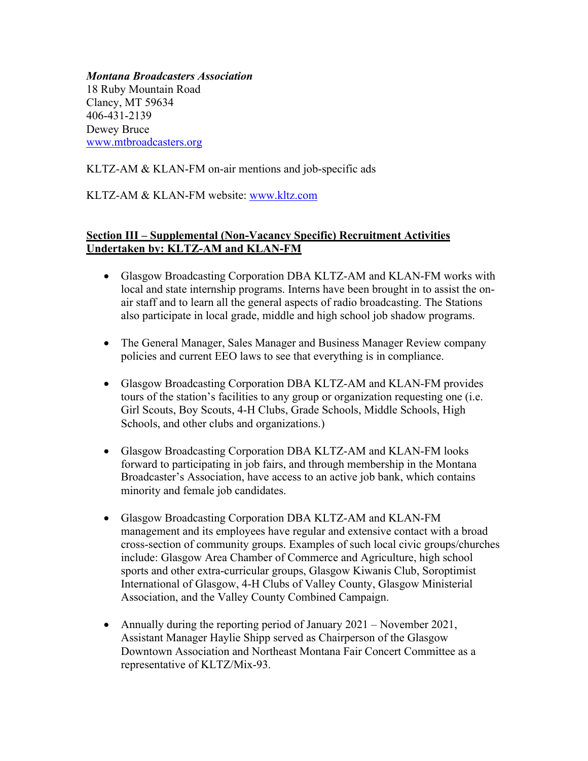***Montana Broadcasters Association***
18 Ruby Mountain Road
Clancy, MT 59634
406-431-2139
Dewey Bruce
[www.mtbroadcasters.org](http://www.mtbroadcasters.org)

KLTZ-AM & KLAN-FM on-air mentions and job-specific ads

KLTZ-AM & KLAN-FM website: [www.kltz.com](http://www.kltz.com)

**<u>Section III – Supplemental (Non-Vacancy Specific) Recruitment Activities Undertaken by: KLTZ-AM and KLAN-FM</u>**

- Glasgow Broadcasting Corporation DBA KLTZ-AM and KLAN-FM works with local and state internship programs. Interns have been brought in to assist the on-air staff and to learn all the general aspects of radio broadcasting. The Stations also participate in local grade, middle and high school job shadow programs.

- The General Manager, Sales Manager and Business Manager Review company policies and current EEO laws to see that everything is in compliance.

- Glasgow Broadcasting Corporation DBA KLTZ-AM and KLAN-FM provides tours of the station's facilities to any group or organization requesting one (i.e. Girl Scouts, Boy Scouts, 4-H Clubs, Grade Schools, Middle Schools, High Schools, and other clubs and organizations.)

- Glasgow Broadcasting Corporation DBA KLTZ-AM and KLAN-FM looks forward to participating in job fairs, and through membership in the Montana Broadcaster's Association, have access to an active job bank, which contains minority and female job candidates.

- Glasgow Broadcasting Corporation DBA KLTZ-AM and KLAN-FM management and its employees have regular and extensive contact with a broad cross-section of community groups. Examples of such local civic groups/churches include: Glasgow Area Chamber of Commerce and Agriculture, high school sports and other extra-curricular groups, Glasgow Kiwanis Club, Soroptimist International of Glasgow, 4-H Clubs of Valley County, Glasgow Ministerial Association, and the Valley County Combined Campaign.

- Annually during the reporting period of January 2021 – November 2021, Assistant Manager Haylie Shipp served as Chairperson of the Glasgow Downtown Association and Northeast Montana Fair Concert Committee as a representative of KLTZ/Mix-93.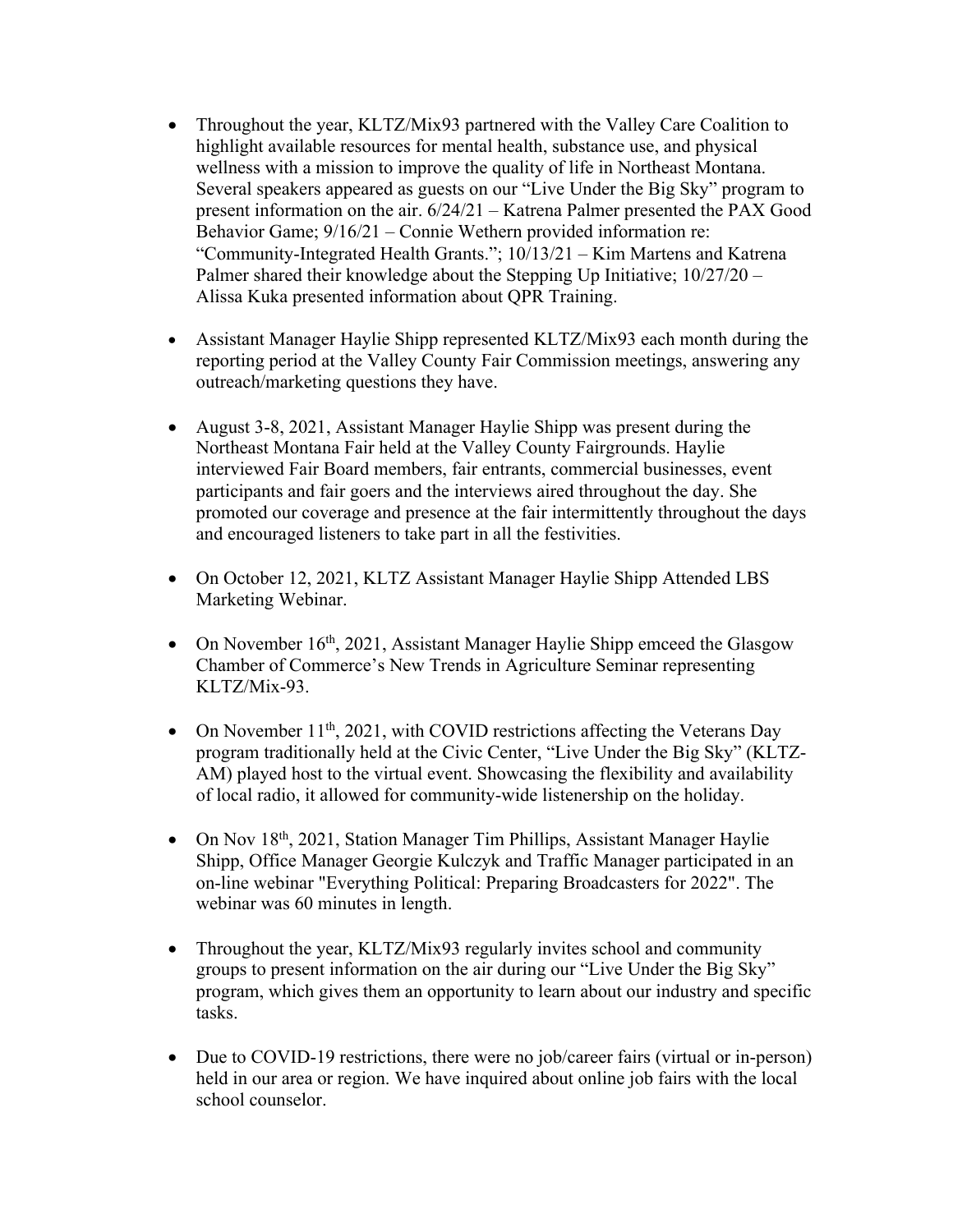- Throughout the year, KLTZ/Mix93 partnered with the Valley Care Coalition to highlight available resources for mental health, substance use, and physical wellness with a mission to improve the quality of life in Northeast Montana. Several speakers appeared as guests on our "Live Under the Big Sky" program to present information on the air. 6/24/21 – Katrena Palmer presented the PAX Good Behavior Game; 9/16/21 – Connie Wethern provided information re: "Community-Integrated Health Grants."; 10/13/21 – Kim Martens and Katrena Palmer shared their knowledge about the Stepping Up Initiative; 10/27/20 – Alissa Kuka presented information about QPR Training.

- Assistant Manager Haylie Shipp represented KLTZ/Mix93 each month during the reporting period at the Valley County Fair Commission meetings, answering any outreach/marketing questions they have.

- August 3-8, 2021, Assistant Manager Haylie Shipp was present during the Northeast Montana Fair held at the Valley County Fairgrounds. Haylie interviewed Fair Board members, fair entrants, commercial businesses, event participants and fair goers and the interviews aired throughout the day. She promoted our coverage and presence at the fair intermittently throughout the days and encouraged listeners to take part in all the festivities.

- On October 12, 2021, KLTZ Assistant Manager Haylie Shipp Attended LBS Marketing Webinar.

- On November 16th, 2021, Assistant Manager Haylie Shipp emceed the Glasgow Chamber of Commerce's New Trends in Agriculture Seminar representing KLTZ/Mix-93.

- On November 11th, 2021, with COVID restrictions affecting the Veterans Day program traditionally held at the Civic Center, "Live Under the Big Sky" (KLTZ-AM) played host to the virtual event. Showcasing the flexibility and availability of local radio, it allowed for community-wide listenership on the holiday.

- On Nov 18th, 2021, Station Manager Tim Phillips, Assistant Manager Haylie Shipp, Office Manager Georgie Kulczyk and Traffic Manager participated in an on-line webinar "Everything Political: Preparing Broadcasters for 2022". The webinar was 60 minutes in length.

- Throughout the year, KLTZ/Mix93 regularly invites school and community groups to present information on the air during our "Live Under the Big Sky" program, which gives them an opportunity to learn about our industry and specific tasks.

- Due to COVID-19 restrictions, there were no job/career fairs (virtual or in-person) held in our area or region. We have inquired about online job fairs with the local school counselor.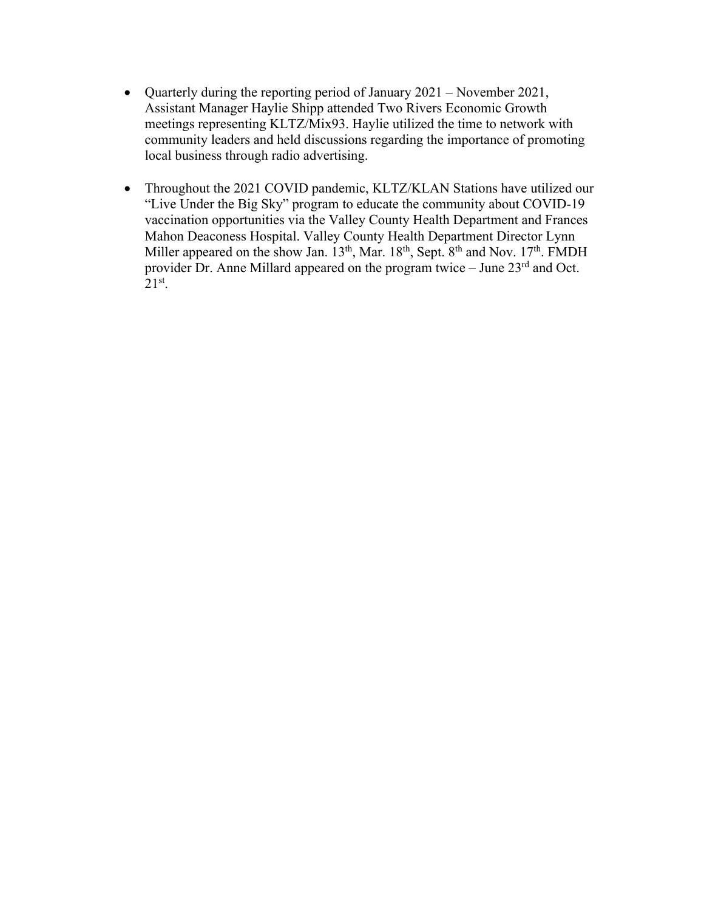- Quarterly during the reporting period of January 2021 – November 2021, Assistant Manager Haylie Shipp attended Two Rivers Economic Growth meetings representing KLTZ/Mix93. Haylie utilized the time to network with community leaders and held discussions regarding the importance of promoting local business through radio advertising.

- Throughout the 2021 COVID pandemic, KLTZ/KLAN Stations have utilized our "Live Under the Big Sky" program to educate the community about COVID-19 vaccination opportunities via the Valley County Health Department and Frances Mahon Deaconess Hospital. Valley County Health Department Director Lynn Miller appeared on the show Jan. 13th, Mar. 18th, Sept. 8th and Nov. 17th. FMDH provider Dr. Anne Millard appeared on the program twice – June 23rd and Oct. 21st.